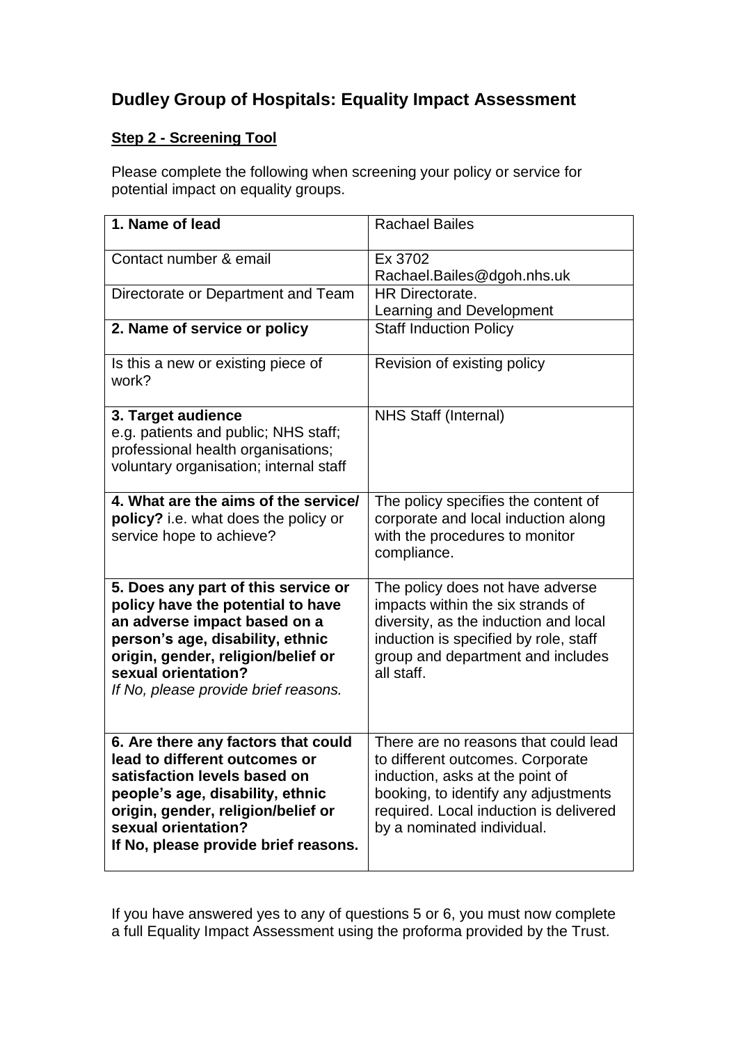## Dudley Group of Hospitals: Equality Impact Assessment

### **Step 2 - Screening Tool**

Please complete the following when screening your policy or service for potential impact on equality groups.

| | |
|---|---|
| **1. Name of lead** | Rachael Bailes |
| Contact number & email | Ex 3702<br>Rachael.Bailes@dgoh.nhs.uk |
| Directorate or Department and Team | HR Directorate.<br>Learning and Development |
| **2. Name of service or policy** | Staff Induction Policy |
| Is this a new or existing piece of work? | Revision of existing policy |
| **3. Target audience**<br>e.g. patients and public; NHS staff; professional health organisations; voluntary organisation; internal staff | NHS Staff (Internal) |
| **4. What are the aims of the service/ policy?** i.e. what does the policy or service hope to achieve? | The policy specifies the content of corporate and local induction along with the procedures to monitor compliance. |
| **5. Does any part of this service or policy have the potential to have an adverse impact based on a person's age, disability, ethnic origin, gender, religion/belief or sexual orientation?**<br>*If No, please provide brief reasons.* | The policy does not have adverse impacts within the six strands of diversity, as the induction and local induction is specified by role, staff group and department and includes all staff. |
| **6. Are there any factors that could lead to different outcomes or satisfaction levels based on people's age, disability, ethnic origin, gender, religion/belief or sexual orientation?**<br>**If No, please provide brief reasons.** | There are no reasons that could lead to different outcomes. Corporate induction, asks at the point of booking, to identify any adjustments required. Local induction is delivered by a nominated individual. |

If you have answered yes to any of questions 5 or 6, you must now complete a full Equality Impact Assessment using the proforma provided by the Trust.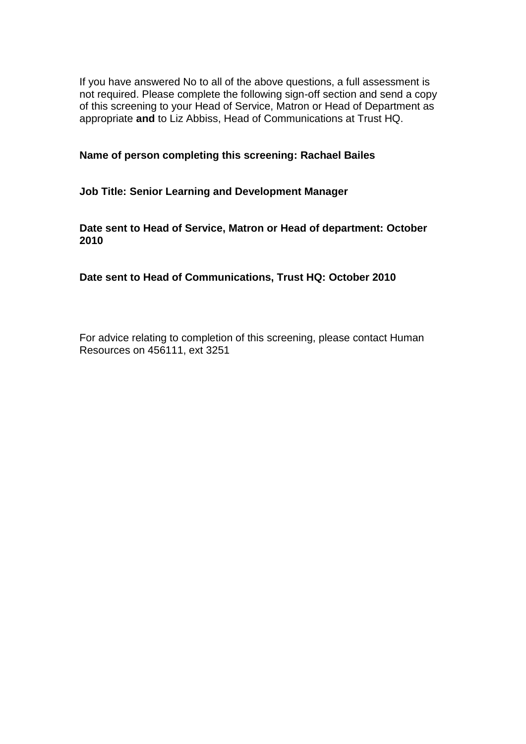If you have answered No to all of the above questions, a full assessment is not required. Please complete the following sign-off section and send a copy of this screening to your Head of Service, Matron or Head of Department as appropriate **and** to Liz Abbiss, Head of Communications at Trust HQ.

**Name of person completing this screening: Rachael Bailes**

**Job Title: Senior Learning and Development Manager**

**Date sent to Head of Service, Matron or Head of department: October 2010**

**Date sent to Head of Communications, Trust HQ: October 2010**

For advice relating to completion of this screening, please contact Human Resources on 456111, ext 3251